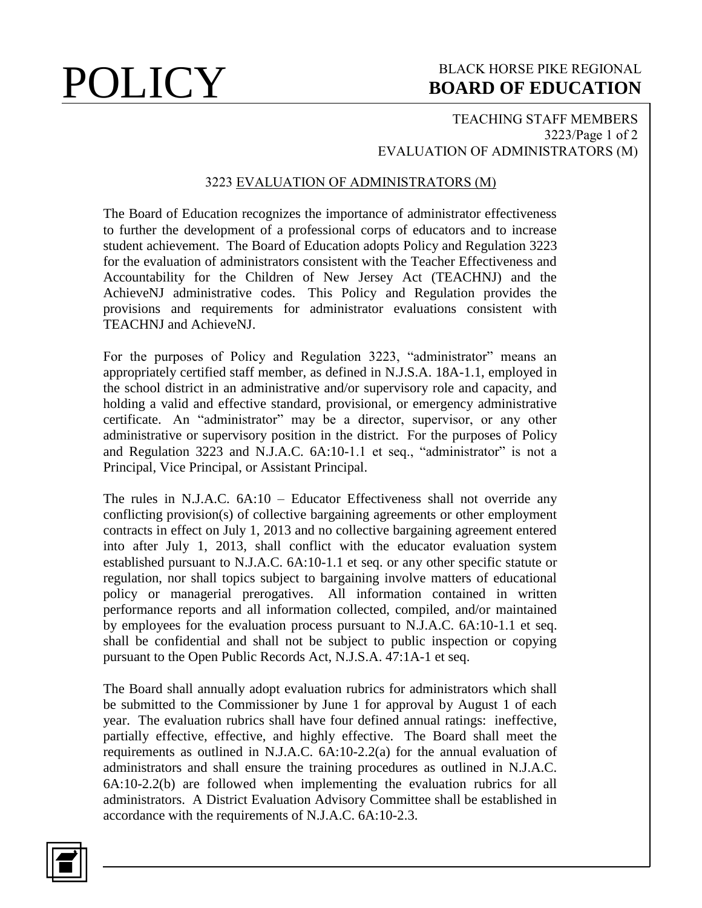# POLICY

**BLACK HORSE PIKE REGIONAL BOARD OF EDUCATION**

TEACHING STAFF MEMBERS
EVALUATION OF ADMINISTRATORS (M)

## 3223 EVALUATION OF ADMINISTRATORS (M)

The Board of Education recognizes the importance of administrator effectiveness to further the development of a professional corps of educators and to increase student achievement. The Board of Education adopts Policy and Regulation 3223 for the evaluation of administrators consistent with the Teacher Effectiveness and Accountability for the Children of New Jersey Act (TEACHNJ) and the AchieveNJ administrative codes. This Policy and Regulation provides the provisions and requirements for administrator evaluations consistent with TEACHNJ and AchieveNJ.

For the purposes of Policy and Regulation 3223, "administrator" means an appropriately certified staff member, as defined in N.J.S.A. 18A-1.1, employed in the school district in an administrative and/or supervisory role and capacity, and holding a valid and effective standard, provisional, or emergency administrative certificate. An "administrator" may be a director, supervisor, or any other administrative or supervisory position in the district. For the purposes of Policy and Regulation 3223 and N.J.A.C. 6A:10-1.1 et seq., "administrator" is not a Principal, Vice Principal, or Assistant Principal.

The rules in N.J.A.C. 6A:10 – Educator Effectiveness shall not override any conflicting provision(s) of collective bargaining agreements or other employment contracts in effect on July 1, 2013 and no collective bargaining agreement entered into after July 1, 2013, shall conflict with the educator evaluation system established pursuant to N.J.A.C. 6A:10-1.1 et seq. or any other specific statute or regulation, nor shall topics subject to bargaining involve matters of educational policy or managerial prerogatives. All information contained in written performance reports and all information collected, compiled, and/or maintained by employees for the evaluation process pursuant to N.J.A.C. 6A:10-1.1 et seq. shall be confidential and shall not be subject to public inspection or copying pursuant to the Open Public Records Act, N.J.S.A. 47:1A-1 et seq.

The Board shall annually adopt evaluation rubrics for administrators which shall be submitted to the Commissioner by June 1 for approval by August 1 of each year. The evaluation rubrics shall have four defined annual ratings: ineffective, partially effective, effective, and highly effective. The Board shall meet the requirements as outlined in N.J.A.C. 6A:10-2.2(a) for the annual evaluation of administrators and shall ensure the training procedures as outlined in N.J.A.C. 6A:10-2.2(b) are followed when implementing the evaluation rubrics for all administrators. A District Evaluation Advisory Committee shall be established in accordance with the requirements of N.J.A.C. 6A:10-2.3.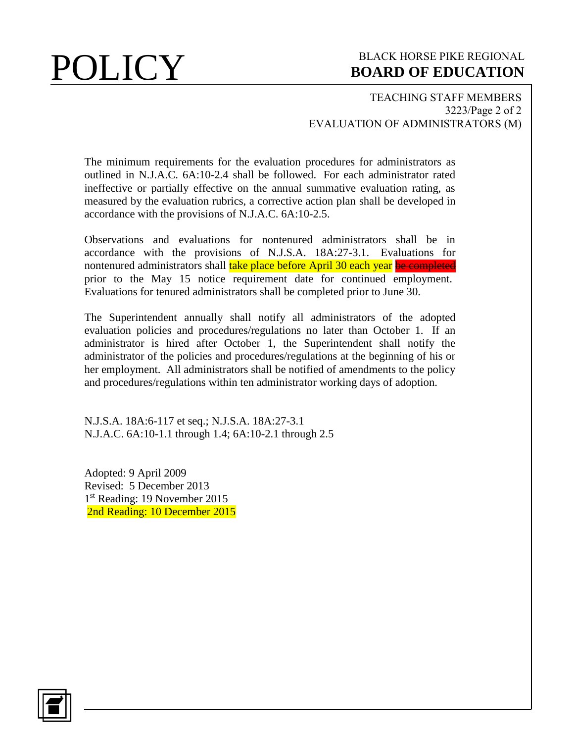The minimum requirements for the evaluation procedures for administrators as outlined in N.J.A.C. 6A:10-2.4 shall be followed. For each administrator rated ineffective or partially effective on the annual summative evaluation rating, as measured by the evaluation rubrics, a corrective action plan shall be developed in accordance with the provisions of N.J.A.C. 6A:10-2.5.

Observations and evaluations for nontenured administrators shall be in accordance with the provisions of N.J.S.A. 18A:27-3.1. Evaluations for nontenured administrators shall take place before April 30 each year ~~be completed~~ prior to the May 15 notice requirement date for continued employment. Evaluations for tenured administrators shall be completed prior to June 30.

The Superintendent annually shall notify all administrators of the adopted evaluation policies and procedures/regulations no later than October 1. If an administrator is hired after October 1, the Superintendent shall notify the administrator of the policies and procedures/regulations at the beginning of his or her employment. All administrators shall be notified of amendments to the policy and procedures/regulations within ten administrator working days of adoption.

N.J.S.A. 18A:6-117 et seq.; N.J.S.A. 18A:27-3.1
N.J.A.C. 6A:10-1.1 through 1.4; 6A:10-2.1 through 2.5

Adopted: 9 April 2009
Revised: 5 December 2013
1st Reading: 19 November 2015
2nd Reading: 10 December 2015